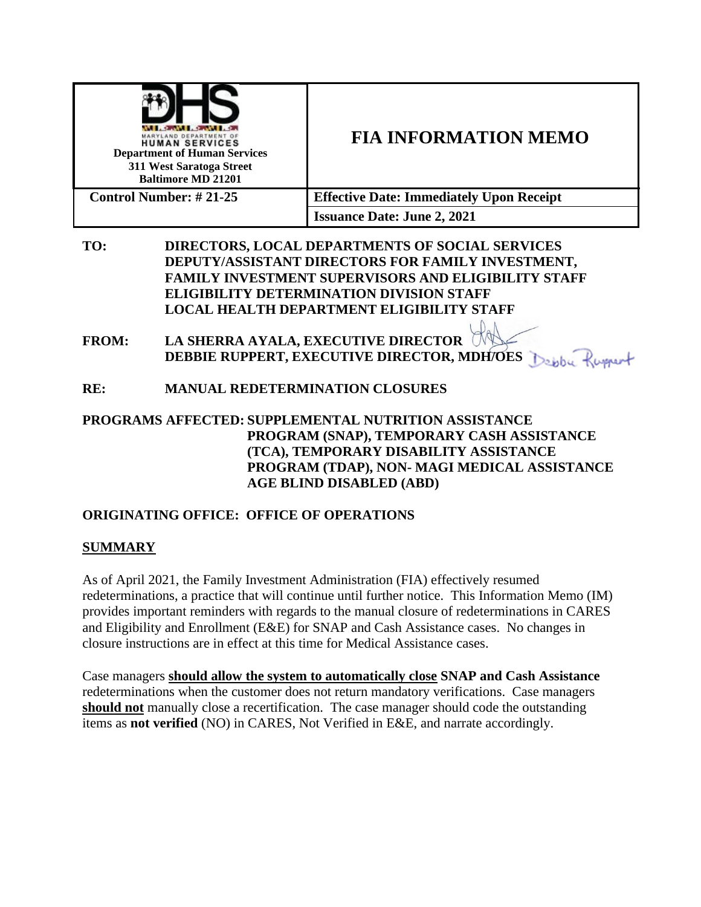| | |
|---|---|
| MARYLAND DEPARTMENT OF HUMAN SERVICES<br>**Department of Human Services**<br>**311 West Saratoga Street**<br>**Baltimore MD 21201** | # FIA INFORMATION MEMO |
| **Control Number: # 21-25** | **Effective Date: Immediately Upon Receipt** |
| | **Issuance Date: June 2, 2021** |

**TO:** **DIRECTORS, LOCAL DEPARTMENTS OF SOCIAL SERVICES**
**DEPUTY/ASSISTANT DIRECTORS FOR FAMILY INVESTMENT,**
**FAMILY INVESTMENT SUPERVISORS AND ELIGIBILITY STAFF**
**ELIGIBILITY DETERMINATION DIVISION STAFF**
**LOCAL HEALTH DEPARTMENT ELIGIBILITY STAFF**

**FROM:** **LA SHERRA AYALA, EXECUTIVE DIRECTOR**
**DEBBIE RUPPERT, EXECUTIVE DIRECTOR, MDH/OES**

**RE:** **MANUAL REDETERMINATION CLOSURES**

**PROGRAMS AFFECTED: SUPPLEMENTAL NUTRITION ASSISTANCE PROGRAM (SNAP), TEMPORARY CASH ASSISTANCE (TCA), TEMPORARY DISABILITY ASSISTANCE PROGRAM (TDAP), NON- MAGI MEDICAL ASSISTANCE AGE BLIND DISABLED (ABD)**

**ORIGINATING OFFICE: OFFICE OF OPERATIONS**

## SUMMARY

As of April 2021, the Family Investment Administration (FIA) effectively resumed redeterminations, a practice that will continue until further notice. This Information Memo (IM) provides important reminders with regards to the manual closure of redeterminations in CARES and Eligibility and Enrollment (E&E) for SNAP and Cash Assistance cases. No changes in closure instructions are in effect at this time for Medical Assistance cases.

Case managers **should allow the system to automatically close SNAP and Cash Assistance** redeterminations when the customer does not return mandatory verifications. Case managers **should not** manually close a recertification. The case manager should code the outstanding items as **not verified** (NO) in CARES, Not Verified in E&E, and narrate accordingly.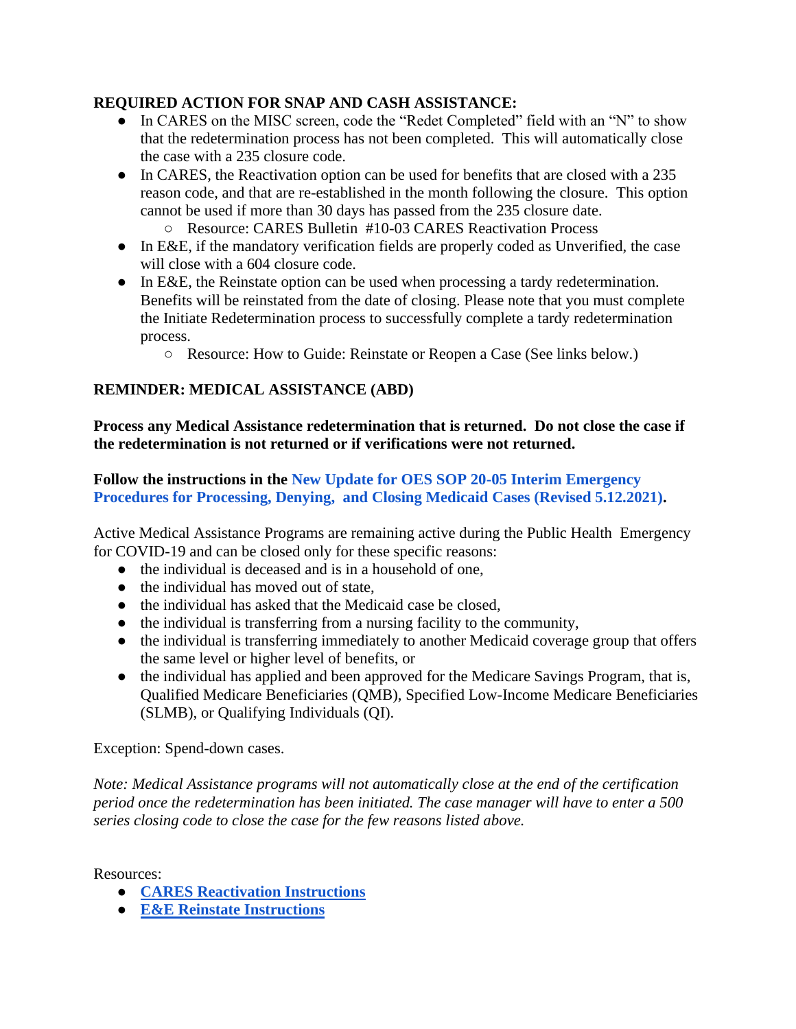**REQUIRED ACTION FOR SNAP AND CASH ASSISTANCE:**

- In CARES on the MISC screen, code the "Redet Completed" field with an "N" to show that the redetermination process has not been completed. This will automatically close the case with a 235 closure code.
- In CARES, the Reactivation option can be used for benefits that are closed with a 235 reason code, and that are re-established in the month following the closure. This option cannot be used if more than 30 days has passed from the 235 closure date.
  - Resource: CARES Bulletin #10-03 CARES Reactivation Process
- In E&E, if the mandatory verification fields are properly coded as Unverified, the case will close with a 604 closure code.
- In E&E, the Reinstate option can be used when processing a tardy redetermination. Benefits will be reinstated from the date of closing. Please note that you must complete the Initiate Redetermination process to successfully complete a tardy redetermination process.
  - Resource: How to Guide: Reinstate or Reopen a Case (See links below.)

**REMINDER: MEDICAL ASSISTANCE (ABD)**

**Process any Medical Assistance redetermination that is returned. Do not close the case if the redetermination is not returned or if verifications were not returned.**

**Follow the instructions in the New Update for OES SOP 20-05 Interim Emergency Procedures for Processing, Denying, and Closing Medicaid Cases (Revised 5.12.2021).**

Active Medical Assistance Programs are remaining active during the Public Health Emergency for COVID-19 and can be closed only for these specific reasons:

- the individual is deceased and is in a household of one,
- the individual has moved out of state,
- the individual has asked that the Medicaid case be closed,
- the individual is transferring from a nursing facility to the community,
- the individual is transferring immediately to another Medicaid coverage group that offers the same level or higher level of benefits, or
- the individual has applied and been approved for the Medicare Savings Program, that is, Qualified Medicare Beneficiaries (QMB), Specified Low-Income Medicare Beneficiaries (SLMB), or Qualifying Individuals (QI).

Exception: Spend-down cases.

*Note: Medical Assistance programs will not automatically close at the end of the certification period once the redetermination has been initiated. The case manager will have to enter a 500 series closing code to close the case for the few reasons listed above.*

Resources:

- **CARES Reactivation Instructions**
- **E&E Reinstate Instructions**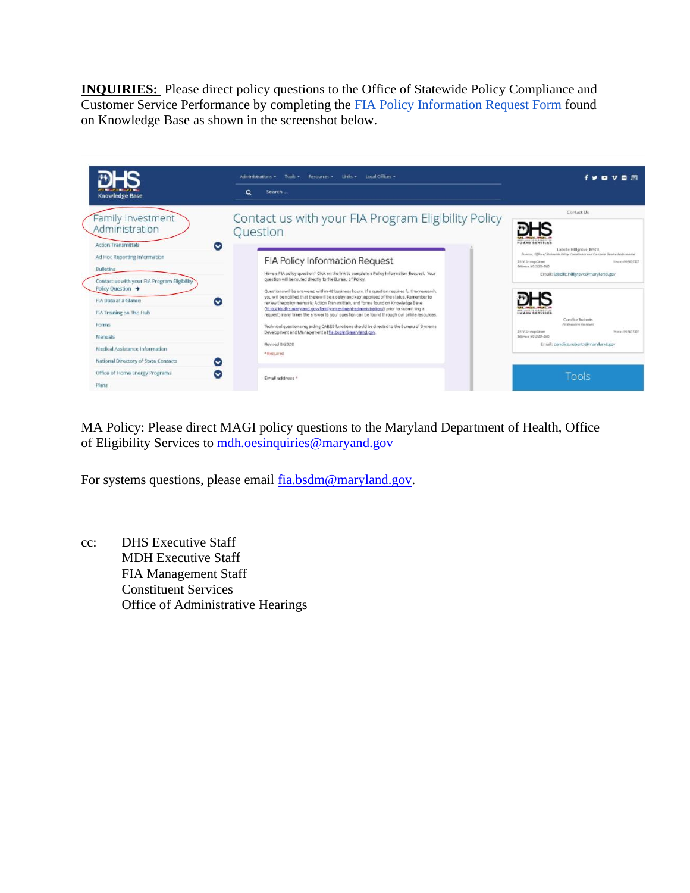**INQUIRIES:** Please direct policy questions to the Office of Statewide Policy Compliance and Customer Service Performance by completing the [FIA Policy Information Request Form](#) found on Knowledge Base as shown in the screenshot below.

---

MA Policy: Please direct MAGI policy questions to the Maryland Department of Health, Office of Eligibility Services to mdh.oesinquiries@maryand.gov

For systems questions, please email fia.bsdm@maryland.gov.

cc: DHS Executive Staff
MDH Executive Staff
FIA Management Staff
Constituent Services
Office of Administrative Hearings